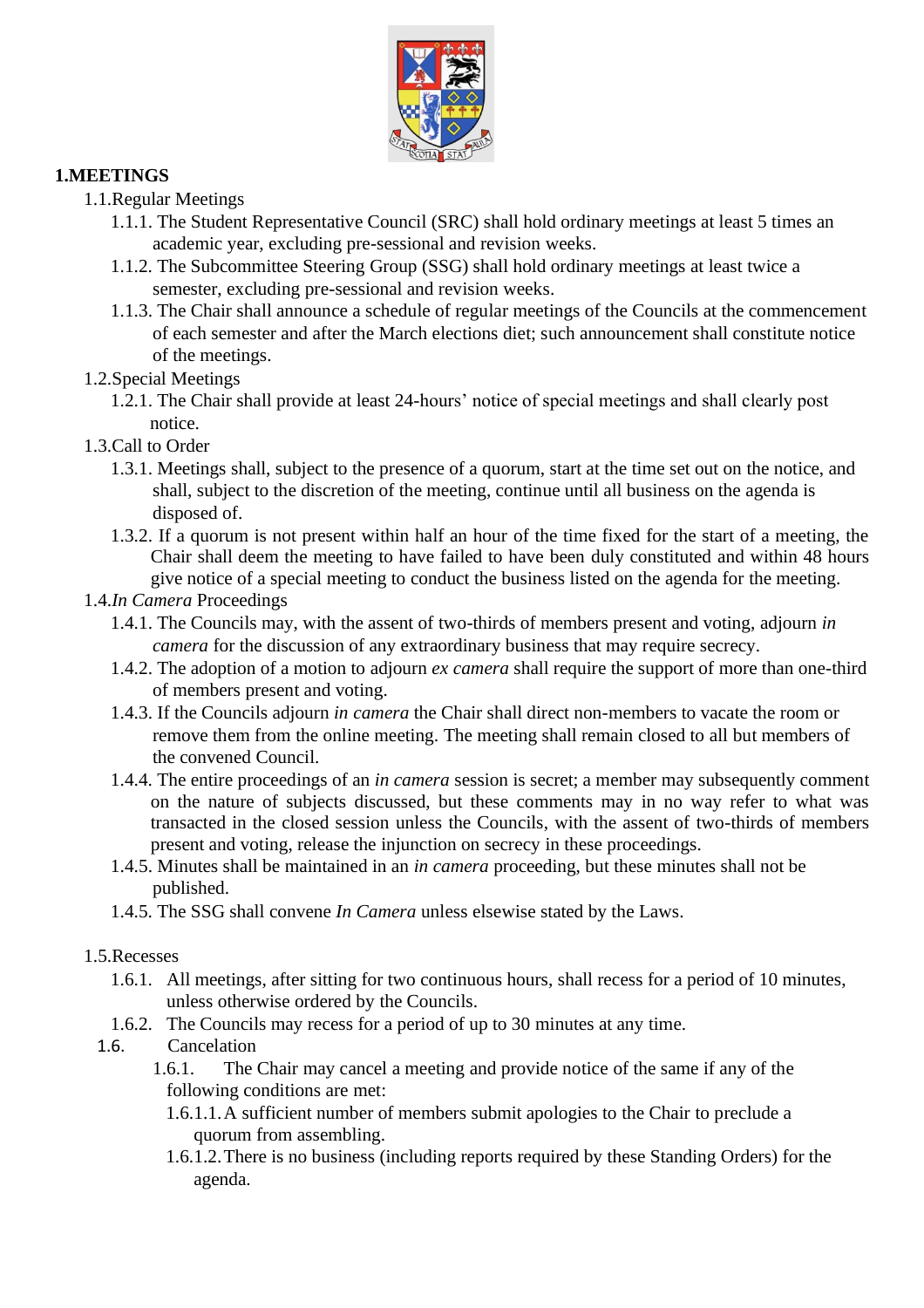# 1. MEETINGS

1.1. Regular Meetings

1.1.1. The Student Representative Council (SRC) shall hold ordinary meetings at least 5 times an academic year, excluding pre-sessional and revision weeks.

1.1.2. The Subcommittee Steering Group (SSG) shall hold ordinary meetings at least twice a semester, excluding pre-sessional and revision weeks.

1.1.3. The Chair shall announce a schedule of regular meetings of the Councils at the commencement of each semester and after the March elections diet; such announcement shall constitute notice of the meetings.

1.2. Special Meetings

1.2.1. The Chair shall provide at least 24-hours' notice of special meetings and shall clearly post notice.

1.3. Call to Order

1.3.1. Meetings shall, subject to the presence of a quorum, start at the time set out on the notice, and shall, subject to the discretion of the meeting, continue until all business on the agenda is disposed of.

1.3.2. If a quorum is not present within half an hour of the time fixed for the start of a meeting, the Chair shall deem the meeting to have failed to have been duly constituted and within 48 hours give notice of a special meeting to conduct the business listed on the agenda for the meeting.

1.4. *In Camera* Proceedings

1.4.1. The Councils may, with the assent of two-thirds of members present and voting, adjourn *in camera* for the discussion of any extraordinary business that may require secrecy.

1.4.2. The adoption of a motion to adjourn *ex camera* shall require the support of more than one-third of members present and voting.

1.4.3. If the Councils adjourn *in camera* the Chair shall direct non-members to vacate the room or remove them from the online meeting. The meeting shall remain closed to all but members of the convened Council.

1.4.4. The entire proceedings of an *in camera* session is secret; a member may subsequently comment on the nature of subjects discussed, but these comments may in no way refer to what was transacted in the closed session unless the Councils, with the assent of two-thirds of members present and voting, release the injunction on secrecy in these proceedings.

1.4.5. Minutes shall be maintained in an *in camera* proceeding, but these minutes shall not be published.

1.4.5. The SSG shall convene *In Camera* unless elsewise stated by the Laws.

1.5. Recesses

1.6.1. All meetings, after sitting for two continuous hours, shall recess for a period of 10 minutes, unless otherwise ordered by the Councils.

1.6.2. The Councils may recess for a period of up to 30 minutes at any time.

1.6. Cancelation

1.6.1. The Chair may cancel a meeting and provide notice of the same if any of the following conditions are met:

1.6.1.1. A sufficient number of members submit apologies to the Chair to preclude a quorum from assembling.

1.6.1.2. There is no business (including reports required by these Standing Orders) for the agenda.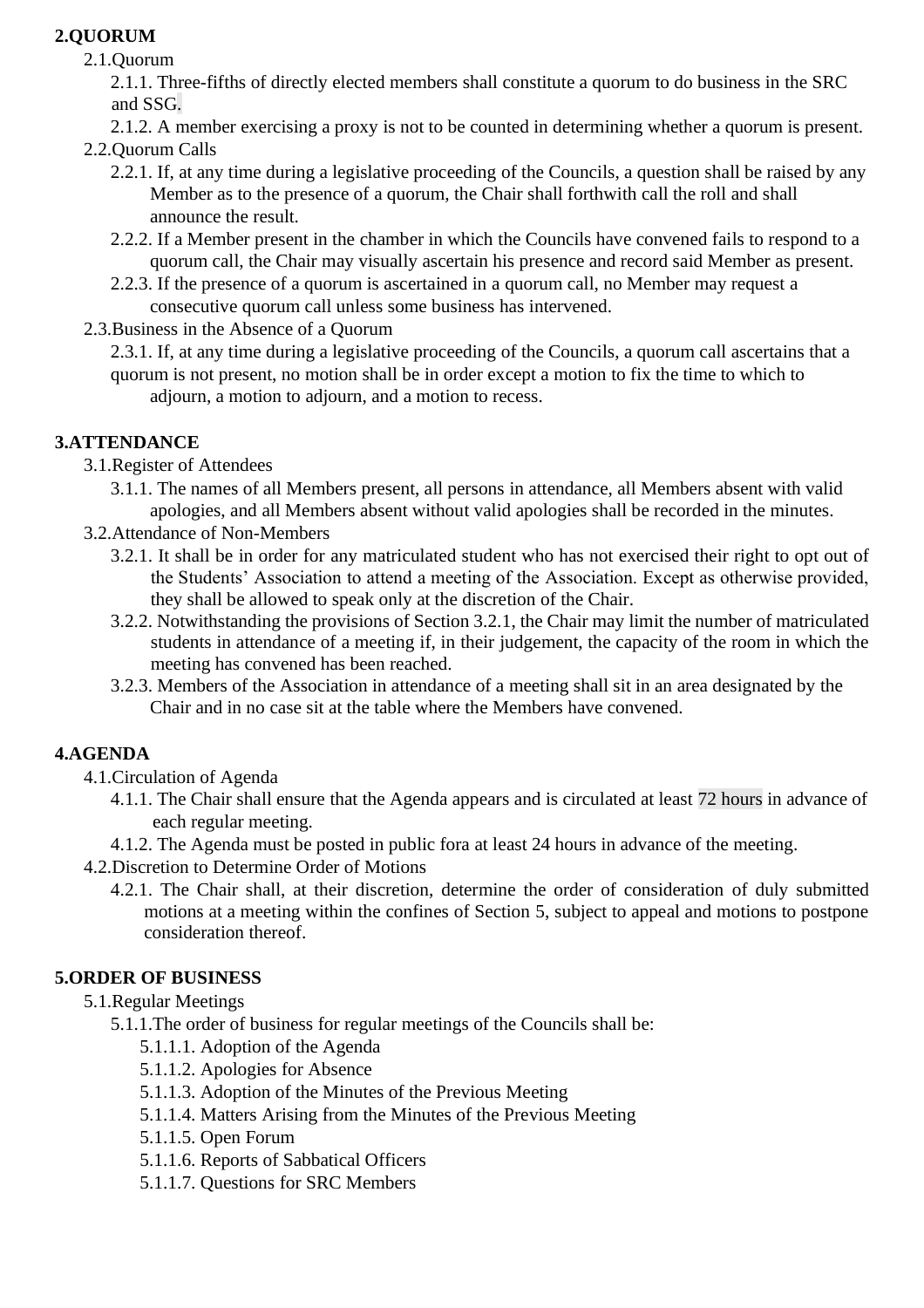## 2. QUORUM

2.1. Quorum

2.1.1. Three-fifths of directly elected members shall constitute a quorum to do business in the SRC and SSG.

2.1.2. A member exercising a proxy is not to be counted in determining whether a quorum is present.

2.2. Quorum Calls

2.2.1. If, at any time during a legislative proceeding of the Councils, a question shall be raised by any Member as to the presence of a quorum, the Chair shall forthwith call the roll and shall announce the result.

2.2.2. If a Member present in the chamber in which the Councils have convened fails to respond to a quorum call, the Chair may visually ascertain his presence and record said Member as present.

2.2.3. If the presence of a quorum is ascertained in a quorum call, no Member may request a consecutive quorum call unless some business has intervened.

2.3. Business in the Absence of a Quorum

2.3.1. If, at any time during a legislative proceeding of the Councils, a quorum call ascertains that a quorum is not present, no motion shall be in order except a motion to fix the time to which to adjourn, a motion to adjourn, and a motion to recess.

## 3. ATTENDANCE

3.1. Register of Attendees

3.1.1. The names of all Members present, all persons in attendance, all Members absent with valid apologies, and all Members absent without valid apologies shall be recorded in the minutes.

3.2. Attendance of Non-Members

3.2.1. It shall be in order for any matriculated student who has not exercised their right to opt out of the Students' Association to attend a meeting of the Association. Except as otherwise provided, they shall be allowed to speak only at the discretion of the Chair.

3.2.2. Notwithstanding the provisions of Section 3.2.1, the Chair may limit the number of matriculated students in attendance of a meeting if, in their judgement, the capacity of the room in which the meeting has convened has been reached.

3.2.3. Members of the Association in attendance of a meeting shall sit in an area designated by the Chair and in no case sit at the table where the Members have convened.

## 4. AGENDA

4.1. Circulation of Agenda

4.1.1. The Chair shall ensure that the Agenda appears and is circulated at least 72 hours in advance of each regular meeting.

4.1.2. The Agenda must be posted in public fora at least 24 hours in advance of the meeting.

4.2. Discretion to Determine Order of Motions

4.2.1. The Chair shall, at their discretion, determine the order of consideration of duly submitted motions at a meeting within the confines of Section 5, subject to appeal and motions to postpone consideration thereof.

## 5. ORDER OF BUSINESS

5.1. Regular Meetings

5.1.1. The order of business for regular meetings of the Councils shall be:

5.1.1.1. Adoption of the Agenda

5.1.1.2. Apologies for Absence

5.1.1.3. Adoption of the Minutes of the Previous Meeting

5.1.1.4. Matters Arising from the Minutes of the Previous Meeting

5.1.1.5. Open Forum

5.1.1.6. Reports of Sabbatical Officers

5.1.1.7. Questions for SRC Members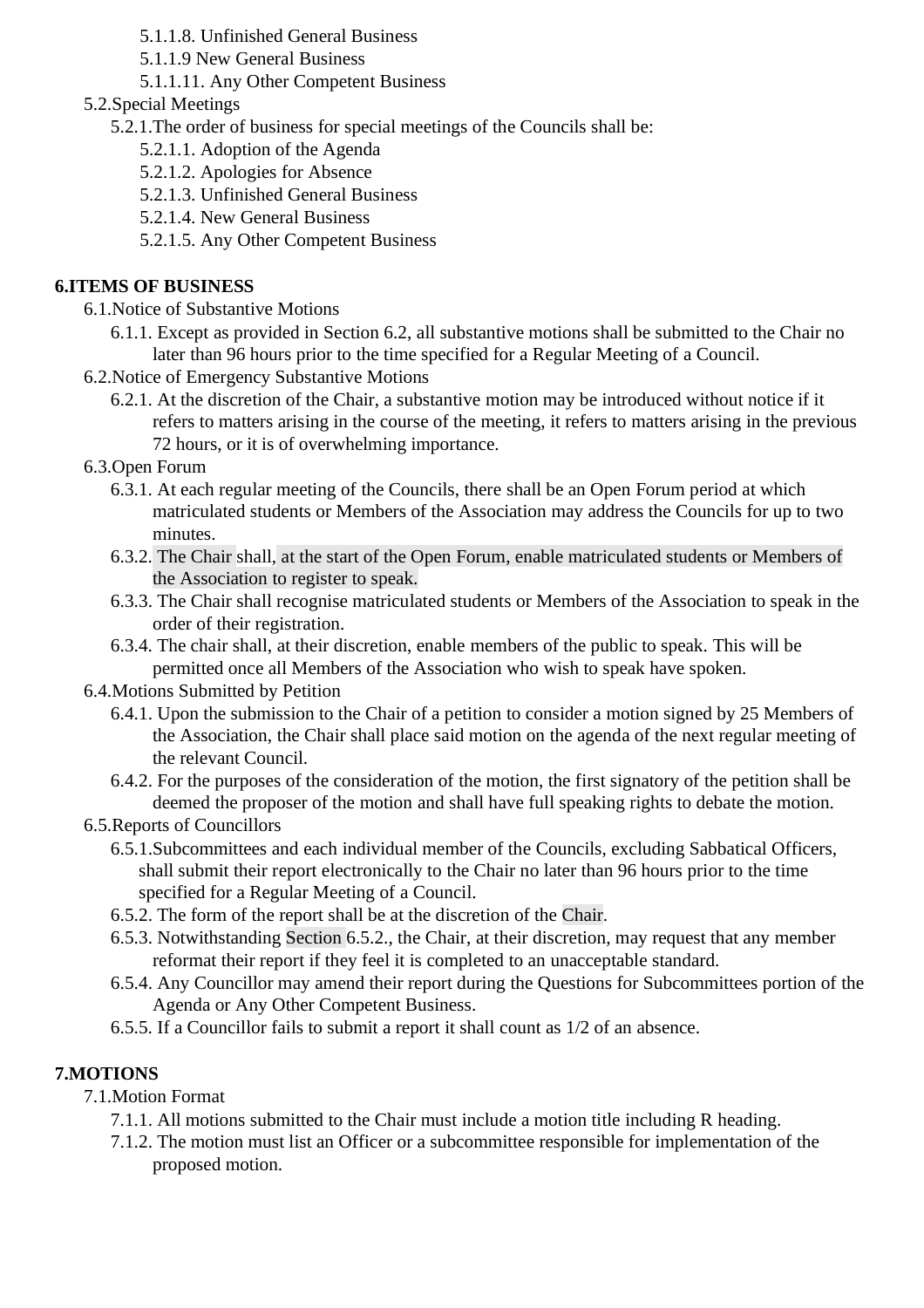- 5.1.1.8. Unfinished General Business
- 5.1.1.9 New General Business
- 5.1.1.11. Any Other Competent Business

5.2.Special Meetings

5.2.1.The order of business for special meetings of the Councils shall be:

- 5.2.1.1. Adoption of the Agenda
- 5.2.1.2. Apologies for Absence
- 5.2.1.3. Unfinished General Business
- 5.2.1.4. New General Business
- 5.2.1.5. Any Other Competent Business

## 6.ITEMS OF BUSINESS

6.1.Notice of Substantive Motions

6.1.1. Except as provided in Section 6.2, all substantive motions shall be submitted to the Chair no later than 96 hours prior to the time specified for a Regular Meeting of a Council.

6.2.Notice of Emergency Substantive Motions

6.2.1. At the discretion of the Chair, a substantive motion may be introduced without notice if it refers to matters arising in the course of the meeting, it refers to matters arising in the previous 72 hours, or it is of overwhelming importance.

6.3.Open Forum

6.3.1. At each regular meeting of the Councils, there shall be an Open Forum period at which matriculated students or Members of the Association may address the Councils for up to two minutes.

6.3.2. The Chair shall, at the start of the Open Forum, enable matriculated students or Members of the Association to register to speak.

6.3.3. The Chair shall recognise matriculated students or Members of the Association to speak in the order of their registration.

6.3.4. The chair shall, at their discretion, enable members of the public to speak. This will be permitted once all Members of the Association who wish to speak have spoken.

6.4.Motions Submitted by Petition

6.4.1. Upon the submission to the Chair of a petition to consider a motion signed by 25 Members of the Association, the Chair shall place said motion on the agenda of the next regular meeting of the relevant Council.

6.4.2. For the purposes of the consideration of the motion, the first signatory of the petition shall be deemed the proposer of the motion and shall have full speaking rights to debate the motion.

6.5.Reports of Councillors

6.5.1.Subcommittees and each individual member of the Councils, excluding Sabbatical Officers, shall submit their report electronically to the Chair no later than 96 hours prior to the time specified for a Regular Meeting of a Council.

6.5.2. The form of the report shall be at the discretion of the Chair.

6.5.3. Notwithstanding Section 6.5.2., the Chair, at their discretion, may request that any member reformat their report if they feel it is completed to an unacceptable standard.

6.5.4. Any Councillor may amend their report during the Questions for Subcommittees portion of the Agenda or Any Other Competent Business.

6.5.5. If a Councillor fails to submit a report it shall count as 1/2 of an absence.

## 7.MOTIONS

7.1.Motion Format

7.1.1. All motions submitted to the Chair must include a motion title including R heading.

7.1.2. The motion must list an Officer or a subcommittee responsible for implementation of the proposed motion.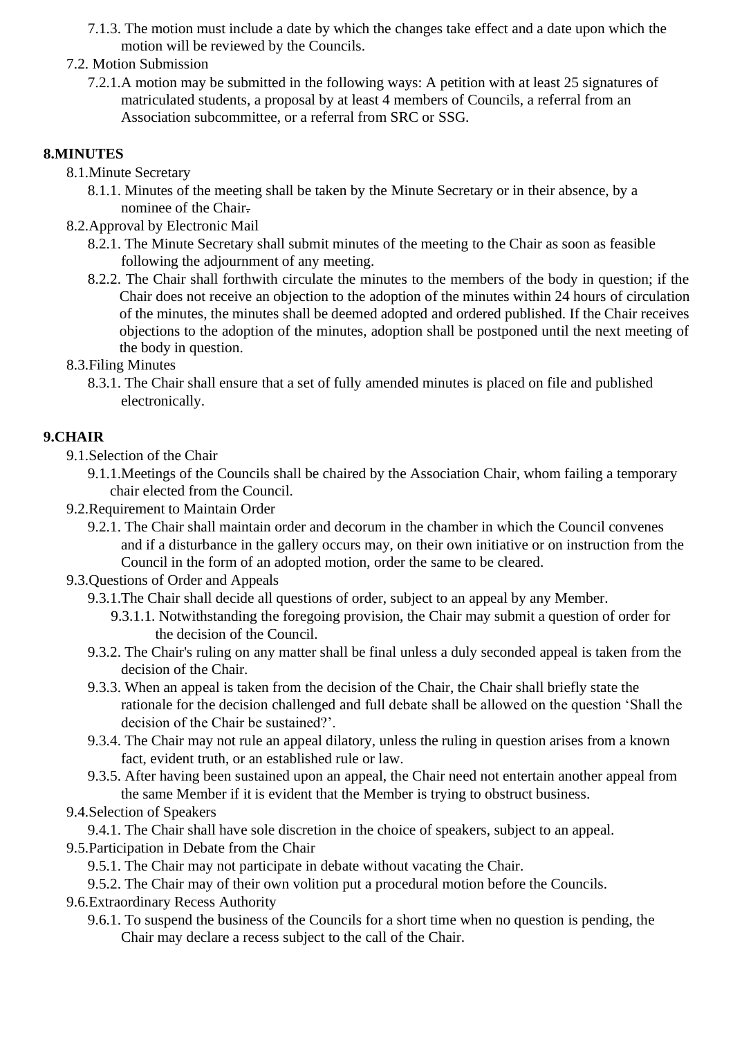7.1.3. The motion must include a date by which the changes take effect and a date upon which the motion will be reviewed by the Councils.

7.2. Motion Submission

7.2.1. A motion may be submitted in the following ways: A petition with at least 25 signatures of matriculated students, a proposal by at least 4 members of Councils, a referral from an Association subcommittee, or a referral from SRC or SSG.

## 8. MINUTES

8.1. Minute Secretary

8.1.1. Minutes of the meeting shall be taken by the Minute Secretary or in their absence, by a nominee of the Chair.

8.2. Approval by Electronic Mail

8.2.1. The Minute Secretary shall submit minutes of the meeting to the Chair as soon as feasible following the adjournment of any meeting.

8.2.2. The Chair shall forthwith circulate the minutes to the members of the body in question; if the Chair does not receive an objection to the adoption of the minutes within 24 hours of circulation of the minutes, the minutes shall be deemed adopted and ordered published. If the Chair receives objections to the adoption of the minutes, adoption shall be postponed until the next meeting of the body in question.

8.3. Filing Minutes

8.3.1. The Chair shall ensure that a set of fully amended minutes is placed on file and published electronically.

## 9. CHAIR

9.1. Selection of the Chair

9.1.1. Meetings of the Councils shall be chaired by the Association Chair, whom failing a temporary chair elected from the Council.

9.2. Requirement to Maintain Order

9.2.1. The Chair shall maintain order and decorum in the chamber in which the Council convenes and if a disturbance in the gallery occurs may, on their own initiative or on instruction from the Council in the form of an adopted motion, order the same to be cleared.

9.3. Questions of Order and Appeals

9.3.1. The Chair shall decide all questions of order, subject to an appeal by any Member.

9.3.1.1. Notwithstanding the foregoing provision, the Chair may submit a question of order for the decision of the Council.

9.3.2. The Chair's ruling on any matter shall be final unless a duly seconded appeal is taken from the decision of the Chair.

9.3.3. When an appeal is taken from the decision of the Chair, the Chair shall briefly state the rationale for the decision challenged and full debate shall be allowed on the question 'Shall the decision of the Chair be sustained?'.

9.3.4. The Chair may not rule an appeal dilatory, unless the ruling in question arises from a known fact, evident truth, or an established rule or law.

9.3.5. After having been sustained upon an appeal, the Chair need not entertain another appeal from the same Member if it is evident that the Member is trying to obstruct business.

9.4. Selection of Speakers

9.4.1. The Chair shall have sole discretion in the choice of speakers, subject to an appeal.

9.5. Participation in Debate from the Chair

9.5.1. The Chair may not participate in debate without vacating the Chair.

9.5.2. The Chair may of their own volition put a procedural motion before the Councils.

9.6. Extraordinary Recess Authority

9.6.1. To suspend the business of the Councils for a short time when no question is pending, the Chair may declare a recess subject to the call of the Chair.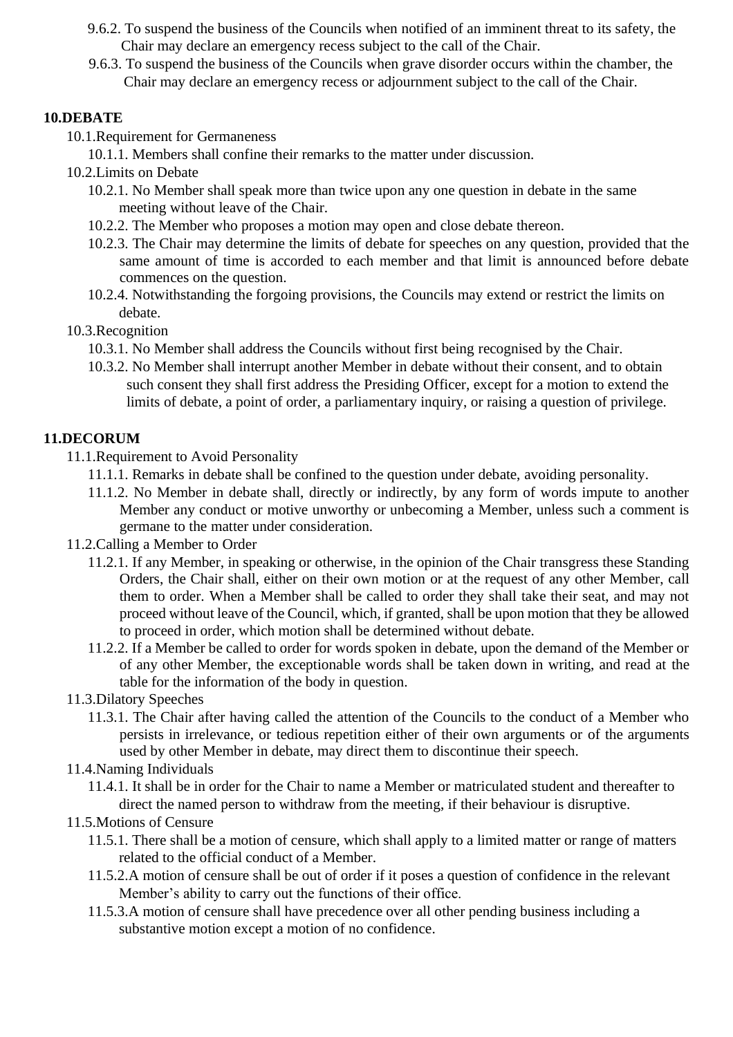9.6.2. To suspend the business of the Councils when notified of an imminent threat to its safety, the Chair may declare an emergency recess subject to the call of the Chair.

9.6.3. To suspend the business of the Councils when grave disorder occurs within the chamber, the Chair may declare an emergency recess or adjournment subject to the call of the Chair.

## 10. DEBATE

10.1. Requirement for Germaneness

10.1.1. Members shall confine their remarks to the matter under discussion.

10.2. Limits on Debate

10.2.1. No Member shall speak more than twice upon any one question in debate in the same meeting without leave of the Chair.

10.2.2. The Member who proposes a motion may open and close debate thereon.

10.2.3. The Chair may determine the limits of debate for speeches on any question, provided that the same amount of time is accorded to each member and that limit is announced before debate commences on the question.

10.2.4. Notwithstanding the forgoing provisions, the Councils may extend or restrict the limits on debate.

10.3. Recognition

10.3.1. No Member shall address the Councils without first being recognised by the Chair.

10.3.2. No Member shall interrupt another Member in debate without their consent, and to obtain such consent they shall first address the Presiding Officer, except for a motion to extend the limits of debate, a point of order, a parliamentary inquiry, or raising a question of privilege.

## 11. DECORUM

11.1. Requirement to Avoid Personality

11.1.1. Remarks in debate shall be confined to the question under debate, avoiding personality.

11.1.2. No Member in debate shall, directly or indirectly, by any form of words impute to another Member any conduct or motive unworthy or unbecoming a Member, unless such a comment is germane to the matter under consideration.

11.2. Calling a Member to Order

11.2.1. If any Member, in speaking or otherwise, in the opinion of the Chair transgress these Standing Orders, the Chair shall, either on their own motion or at the request of any other Member, call them to order. When a Member shall be called to order they shall take their seat, and may not proceed without leave of the Council, which, if granted, shall be upon motion that they be allowed to proceed in order, which motion shall be determined without debate.

11.2.2. If a Member be called to order for words spoken in debate, upon the demand of the Member or of any other Member, the exceptionable words shall be taken down in writing, and read at the table for the information of the body in question.

11.3. Dilatory Speeches

11.3.1. The Chair after having called the attention of the Councils to the conduct of a Member who persists in irrelevance, or tedious repetition either of their own arguments or of the arguments used by other Member in debate, may direct them to discontinue their speech.

11.4. Naming Individuals

11.4.1. It shall be in order for the Chair to name a Member or matriculated student and thereafter to direct the named person to withdraw from the meeting, if their behaviour is disruptive.

11.5. Motions of Censure

11.5.1. There shall be a motion of censure, which shall apply to a limited matter or range of matters related to the official conduct of a Member.

11.5.2. A motion of censure shall be out of order if it poses a question of confidence in the relevant Member's ability to carry out the functions of their office.

11.5.3. A motion of censure shall have precedence over all other pending business including a substantive motion except a motion of no confidence.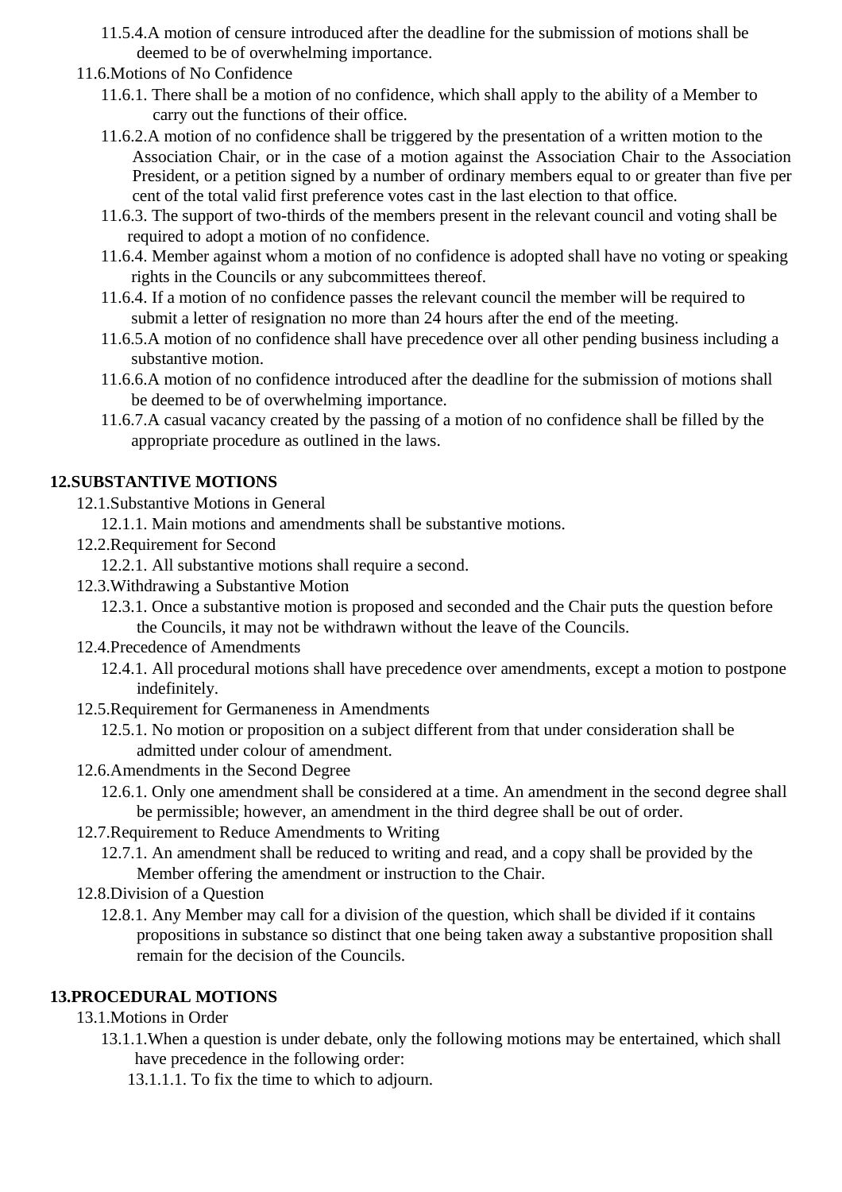11.5.4. A motion of censure introduced after the deadline for the submission of motions shall be deemed to be of overwhelming importance.

11.6. Motions of No Confidence

11.6.1. There shall be a motion of no confidence, which shall apply to the ability of a Member to carry out the functions of their office.

11.6.2. A motion of no confidence shall be triggered by the presentation of a written motion to the Association Chair, or in the case of a motion against the Association Chair to the Association President, or a petition signed by a number of ordinary members equal to or greater than five per cent of the total valid first preference votes cast in the last election to that office.

11.6.3. The support of two-thirds of the members present in the relevant council and voting shall be required to adopt a motion of no confidence.

11.6.4. Member against whom a motion of no confidence is adopted shall have no voting or speaking rights in the Councils or any subcommittees thereof.

11.6.4. If a motion of no confidence passes the relevant council the member will be required to submit a letter of resignation no more than 24 hours after the end of the meeting.

11.6.5. A motion of no confidence shall have precedence over all other pending business including a substantive motion.

11.6.6. A motion of no confidence introduced after the deadline for the submission of motions shall be deemed to be of overwhelming importance.

11.6.7. A casual vacancy created by the passing of a motion of no confidence shall be filled by the appropriate procedure as outlined in the laws.

## 12. SUBSTANTIVE MOTIONS

12.1. Substantive Motions in General

12.1.1. Main motions and amendments shall be substantive motions.

12.2. Requirement for Second

12.2.1. All substantive motions shall require a second.

12.3. Withdrawing a Substantive Motion

12.3.1. Once a substantive motion is proposed and seconded and the Chair puts the question before the Councils, it may not be withdrawn without the leave of the Councils.

12.4. Precedence of Amendments

12.4.1. All procedural motions shall have precedence over amendments, except a motion to postpone indefinitely.

12.5. Requirement for Germaneness in Amendments

12.5.1. No motion or proposition on a subject different from that under consideration shall be admitted under colour of amendment.

12.6. Amendments in the Second Degree

12.6.1. Only one amendment shall be considered at a time. An amendment in the second degree shall be permissible; however, an amendment in the third degree shall be out of order.

12.7. Requirement to Reduce Amendments to Writing

12.7.1. An amendment shall be reduced to writing and read, and a copy shall be provided by the Member offering the amendment or instruction to the Chair.

12.8. Division of a Question

12.8.1. Any Member may call for a division of the question, which shall be divided if it contains propositions in substance so distinct that one being taken away a substantive proposition shall remain for the decision of the Councils.

## 13. PROCEDURAL MOTIONS

13.1. Motions in Order

13.1.1. When a question is under debate, only the following motions may be entertained, which shall have precedence in the following order:

13.1.1.1. To fix the time to which to adjourn.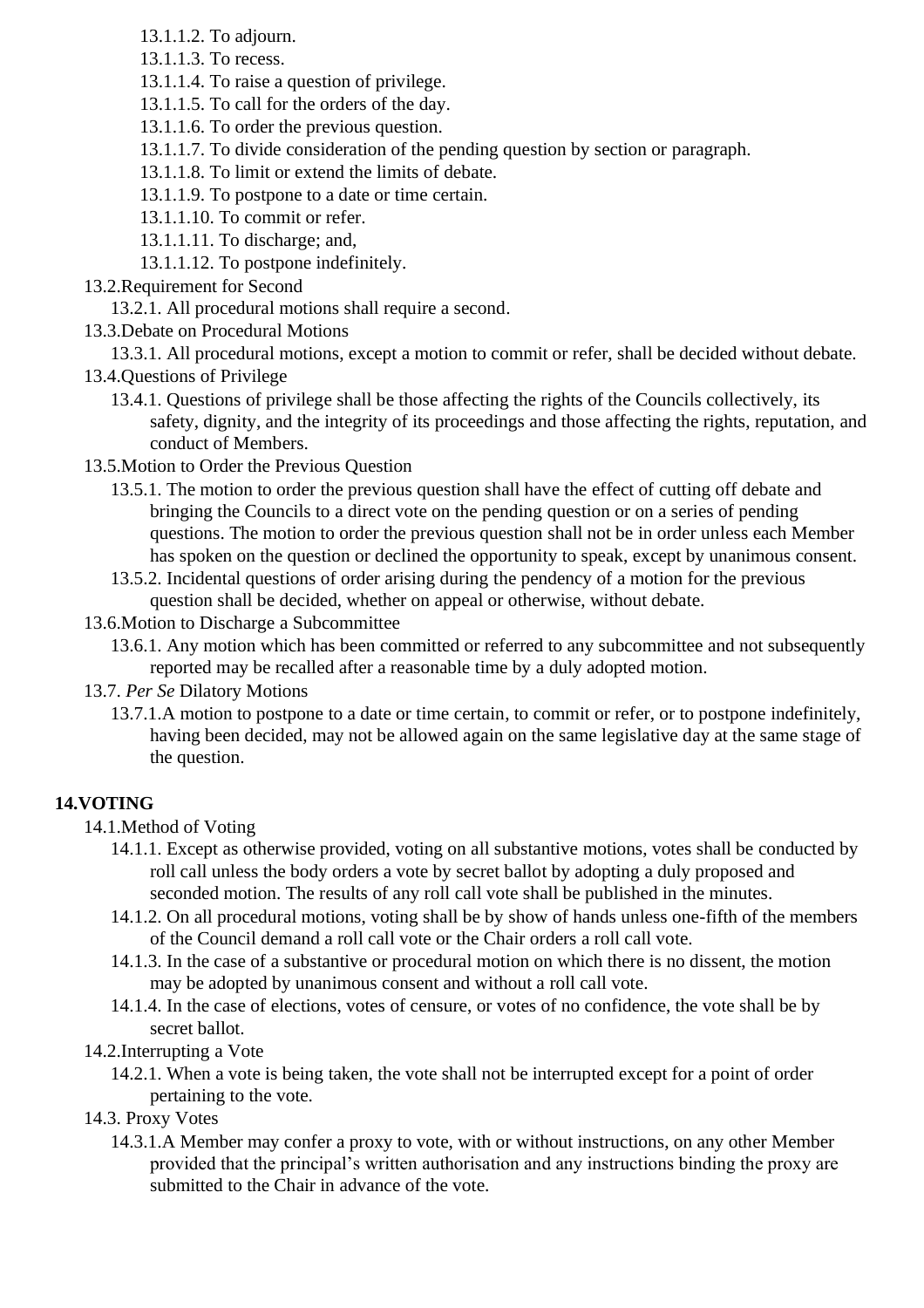13.1.1.2. To adjourn.

13.1.1.3. To recess.

13.1.1.4. To raise a question of privilege.

13.1.1.5. To call for the orders of the day.

13.1.1.6. To order the previous question.

13.1.1.7. To divide consideration of the pending question by section or paragraph.

13.1.1.8. To limit or extend the limits of debate.

13.1.1.9. To postpone to a date or time certain.

13.1.1.10. To commit or refer.

13.1.1.11. To discharge; and,

13.1.1.12. To postpone indefinitely.

13.2. Requirement for Second

13.2.1. All procedural motions shall require a second.

13.3. Debate on Procedural Motions

13.3.1. All procedural motions, except a motion to commit or refer, shall be decided without debate.

13.4. Questions of Privilege

13.4.1. Questions of privilege shall be those affecting the rights of the Councils collectively, its safety, dignity, and the integrity of its proceedings and those affecting the rights, reputation, and conduct of Members.

13.5. Motion to Order the Previous Question

13.5.1. The motion to order the previous question shall have the effect of cutting off debate and bringing the Councils to a direct vote on the pending question or on a series of pending questions. The motion to order the previous question shall not be in order unless each Member has spoken on the question or declined the opportunity to speak, except by unanimous consent.

13.5.2. Incidental questions of order arising during the pendency of a motion for the previous question shall be decided, whether on appeal or otherwise, without debate.

13.6. Motion to Discharge a Subcommittee

13.6.1. Any motion which has been committed or referred to any subcommittee and not subsequently reported may be recalled after a reasonable time by a duly adopted motion.

13.7. *Per Se* Dilatory Motions

13.7.1. A motion to postpone to a date or time certain, to commit or refer, or to postpone indefinitely, having been decided, may not be allowed again on the same legislative day at the same stage of the question.

## 14. VOTING

14.1. Method of Voting

14.1.1. Except as otherwise provided, voting on all substantive motions, votes shall be conducted by roll call unless the body orders a vote by secret ballot by adopting a duly proposed and seconded motion. The results of any roll call vote shall be published in the minutes.

14.1.2. On all procedural motions, voting shall be by show of hands unless one-fifth of the members of the Council demand a roll call vote or the Chair orders a roll call vote.

14.1.3. In the case of a substantive or procedural motion on which there is no dissent, the motion may be adopted by unanimous consent and without a roll call vote.

14.1.4. In the case of elections, votes of censure, or votes of no confidence, the vote shall be by secret ballot.

14.2. Interrupting a Vote

14.2.1. When a vote is being taken, the vote shall not be interrupted except for a point of order pertaining to the vote.

14.3. Proxy Votes

14.3.1. A Member may confer a proxy to vote, with or without instructions, on any other Member provided that the principal's written authorisation and any instructions binding the proxy are submitted to the Chair in advance of the vote.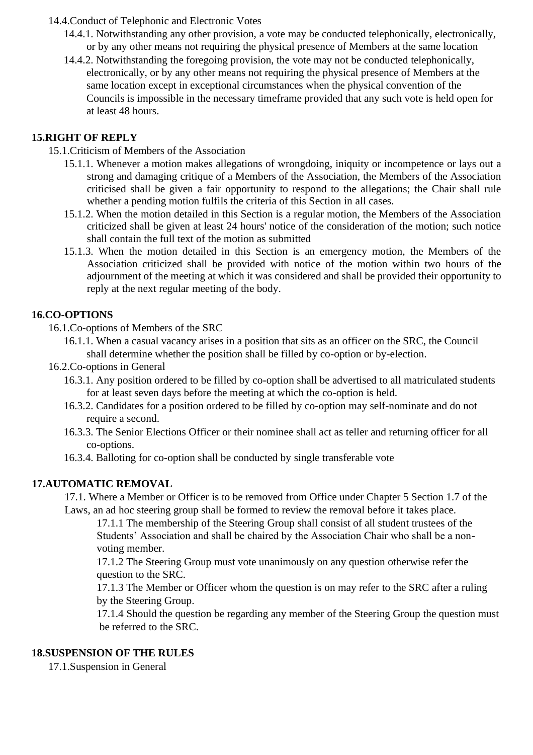14.4. Conduct of Telephonic and Electronic Votes

14.4.1. Notwithstanding any other provision, a vote may be conducted telephonically, electronically, or by any other means not requiring the physical presence of Members at the same location

14.4.2. Notwithstanding the foregoing provision, the vote may not be conducted telephonically, electronically, or by any other means not requiring the physical presence of Members at the same location except in exceptional circumstances when the physical convention of the Councils is impossible in the necessary timeframe provided that any such vote is held open for at least 48 hours.

## 15. RIGHT OF REPLY

15.1. Criticism of Members of the Association

15.1.1. Whenever a motion makes allegations of wrongdoing, iniquity or incompetence or lays out a strong and damaging critique of a Members of the Association, the Members of the Association criticised shall be given a fair opportunity to respond to the allegations; the Chair shall rule whether a pending motion fulfils the criteria of this Section in all cases.

15.1.2. When the motion detailed in this Section is a regular motion, the Members of the Association criticized shall be given at least 24 hours' notice of the consideration of the motion; such notice shall contain the full text of the motion as submitted

15.1.3. When the motion detailed in this Section is an emergency motion, the Members of the Association criticized shall be provided with notice of the motion within two hours of the adjournment of the meeting at which it was considered and shall be provided their opportunity to reply at the next regular meeting of the body.

## 16. CO-OPTIONS

16.1. Co-options of Members of the SRC

16.1.1. When a casual vacancy arises in a position that sits as an officer on the SRC, the Council shall determine whether the position shall be filled by co-option or by-election.

16.2. Co-options in General

16.3.1. Any position ordered to be filled by co-option shall be advertised to all matriculated students for at least seven days before the meeting at which the co-option is held.

16.3.2. Candidates for a position ordered to be filled by co-option may self-nominate and do not require a second.

16.3.3. The Senior Elections Officer or their nominee shall act as teller and returning officer for all co-options.

16.3.4. Balloting for co-option shall be conducted by single transferable vote

## 17. AUTOMATIC REMOVAL

17.1. Where a Member or Officer is to be removed from Office under Chapter 5 Section 1.7 of the Laws, an ad hoc steering group shall be formed to review the removal before it takes place.

17.1.1 The membership of the Steering Group shall consist of all student trustees of the Students' Association and shall be chaired by the Association Chair who shall be a non-voting member.

17.1.2 The Steering Group must vote unanimously on any question otherwise refer the question to the SRC.

17.1.3 The Member or Officer whom the question is on may refer to the SRC after a ruling by the Steering Group.

17.1.4 Should the question be regarding any member of the Steering Group the question must be referred to the SRC.

## 18. SUSPENSION OF THE RULES

17.1. Suspension in General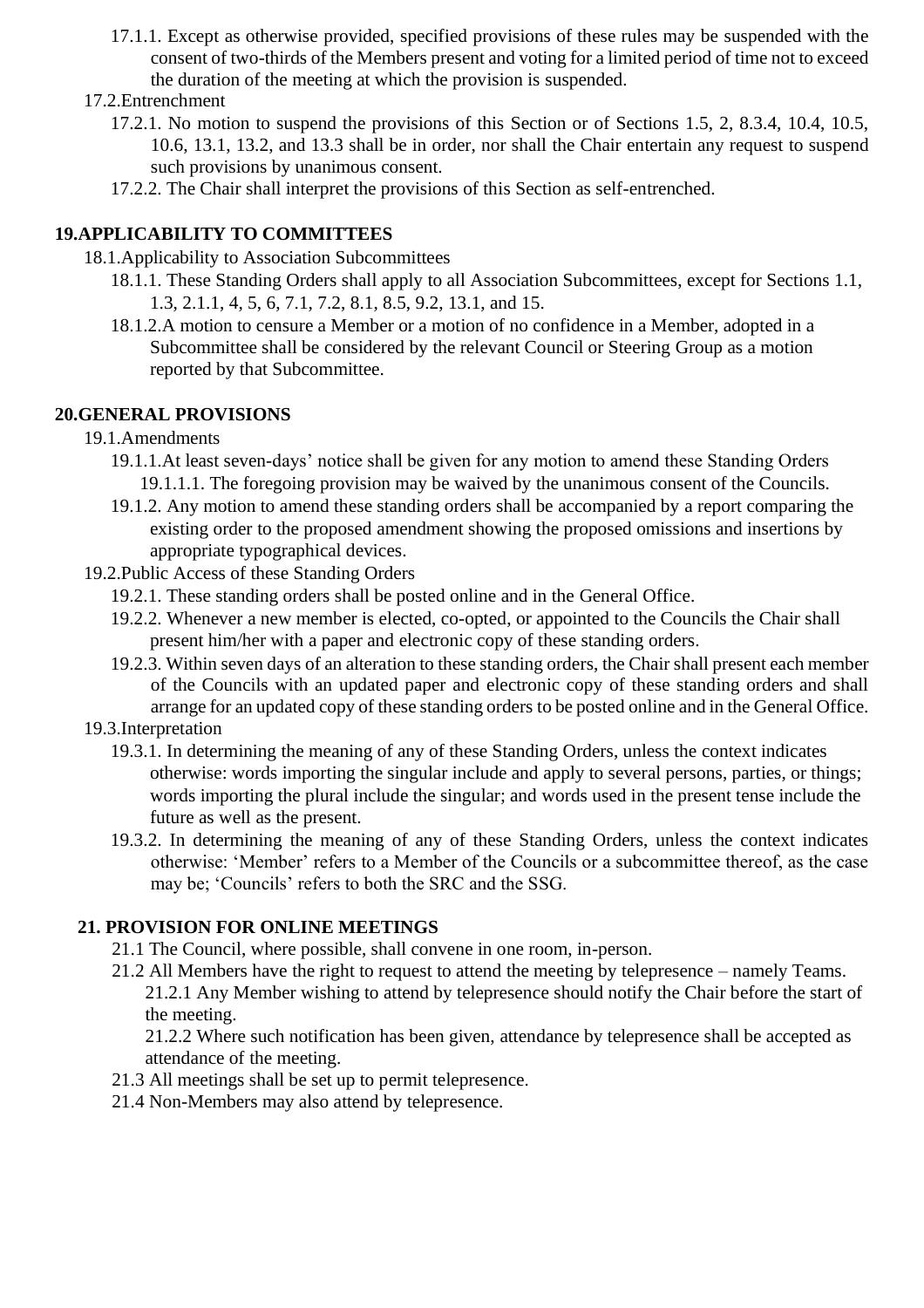17.1.1. Except as otherwise provided, specified provisions of these rules may be suspended with the consent of two-thirds of the Members present and voting for a limited period of time not to exceed the duration of the meeting at which the provision is suspended.

17.2.Entrenchment

17.2.1. No motion to suspend the provisions of this Section or of Sections 1.5, 2, 8.3.4, 10.4, 10.5, 10.6, 13.1, 13.2, and 13.3 shall be in order, nor shall the Chair entertain any request to suspend such provisions by unanimous consent.

17.2.2. The Chair shall interpret the provisions of this Section as self-entrenched.

## 19.APPLICABILITY TO COMMITTEES

18.1.Applicability to Association Subcommittees

18.1.1. These Standing Orders shall apply to all Association Subcommittees, except for Sections 1.1, 1.3, 2.1.1, 4, 5, 6, 7.1, 7.2, 8.1, 8.5, 9.2, 13.1, and 15.

18.1.2.A motion to censure a Member or a motion of no confidence in a Member, adopted in a Subcommittee shall be considered by the relevant Council or Steering Group as a motion reported by that Subcommittee.

## 20.GENERAL PROVISIONS

19.1.Amendments

19.1.1.At least seven-days' notice shall be given for any motion to amend these Standing Orders

19.1.1.1. The foregoing provision may be waived by the unanimous consent of the Councils.

19.1.2. Any motion to amend these standing orders shall be accompanied by a report comparing the existing order to the proposed amendment showing the proposed omissions and insertions by appropriate typographical devices.

19.2.Public Access of these Standing Orders

19.2.1. These standing orders shall be posted online and in the General Office.

19.2.2. Whenever a new member is elected, co-opted, or appointed to the Councils the Chair shall present him/her with a paper and electronic copy of these standing orders.

19.2.3. Within seven days of an alteration to these standing orders, the Chair shall present each member of the Councils with an updated paper and electronic copy of these standing orders and shall arrange for an updated copy of these standing orders to be posted online and in the General Office.

19.3.Interpretation

19.3.1. In determining the meaning of any of these Standing Orders, unless the context indicates otherwise: words importing the singular include and apply to several persons, parties, or things; words importing the plural include the singular; and words used in the present tense include the future as well as the present.

19.3.2. In determining the meaning of any of these Standing Orders, unless the context indicates otherwise: 'Member' refers to a Member of the Councils or a subcommittee thereof, as the case may be; 'Councils' refers to both the SRC and the SSG.

## 21. PROVISION FOR ONLINE MEETINGS

21.1 The Council, where possible, shall convene in one room, in-person.

21.2 All Members have the right to request to attend the meeting by telepresence – namely Teams.

21.2.1 Any Member wishing to attend by telepresence should notify the Chair before the start of the meeting.

21.2.2 Where such notification has been given, attendance by telepresence shall be accepted as attendance of the meeting.

21.3 All meetings shall be set up to permit telepresence.

21.4 Non-Members may also attend by telepresence.